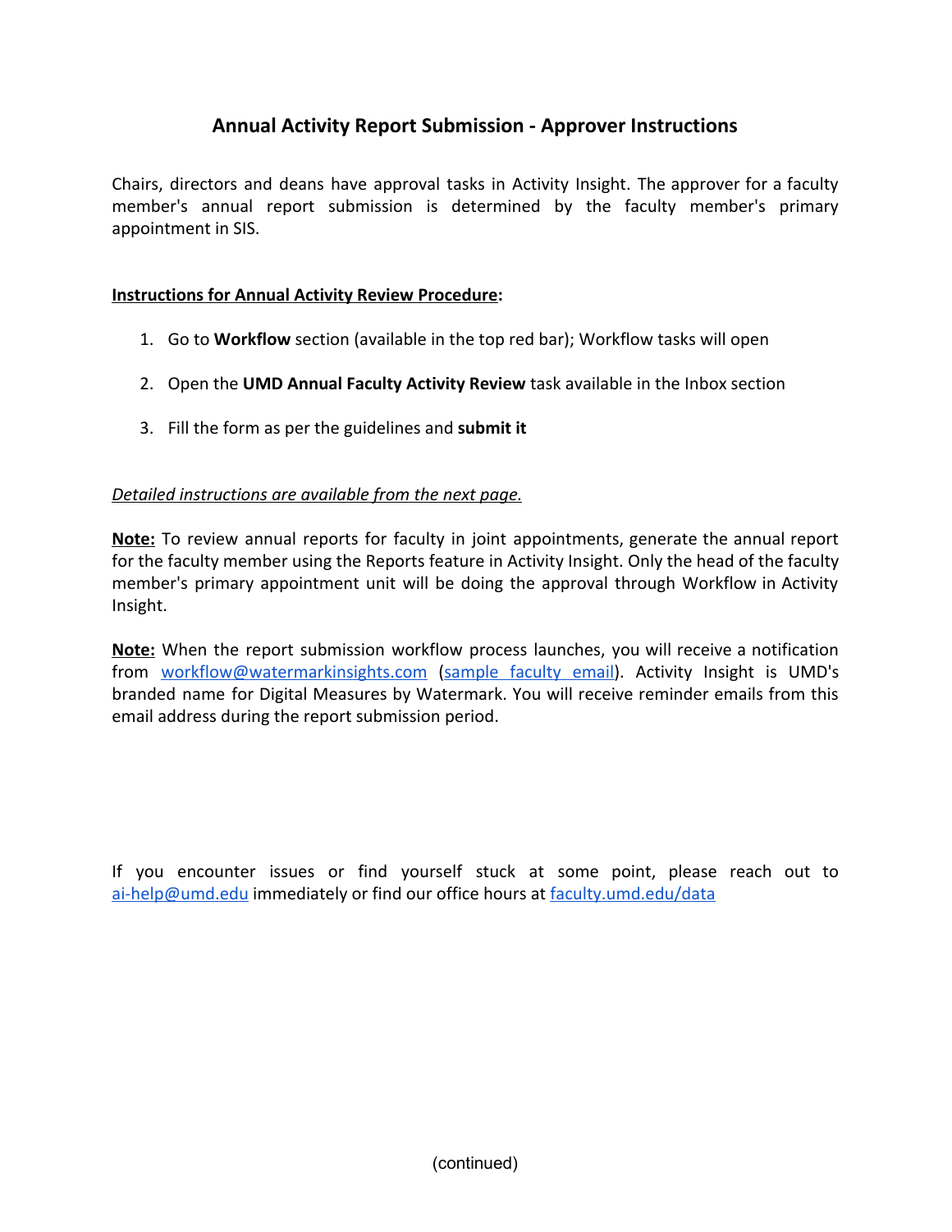# Annual Activity Report Submission - Approver Instructions

Chairs, directors and deans have approval tasks in Activity Insight. The approver for a faculty member's annual report submission is determined by the faculty member's primary appointment in SIS.

**Instructions for Annual Activity Review Procedure:**

1. Go to **Workflow** section (available in the top red bar); Workflow tasks will open
2. Open the **UMD Annual Faculty Activity Review** task available in the Inbox section
3. Fill the form as per the guidelines and **submit it**

*Detailed instructions are available from the next page.*

**Note:** To review annual reports for faculty in joint appointments, generate the annual report for the faculty member using the Reports feature in Activity Insight. Only the head of the faculty member's primary appointment unit will be doing the approval through Workflow in Activity Insight.

**Note:** When the report submission workflow process launches, you will receive a notification from workflow@watermarkinsights.com (sample faculty email). Activity Insight is UMD's branded name for Digital Measures by Watermark. You will receive reminder emails from this email address during the report submission period.

If you encounter issues or find yourself stuck at some point, please reach out to ai-help@umd.edu immediately or find our office hours at faculty.umd.edu/data

(continued)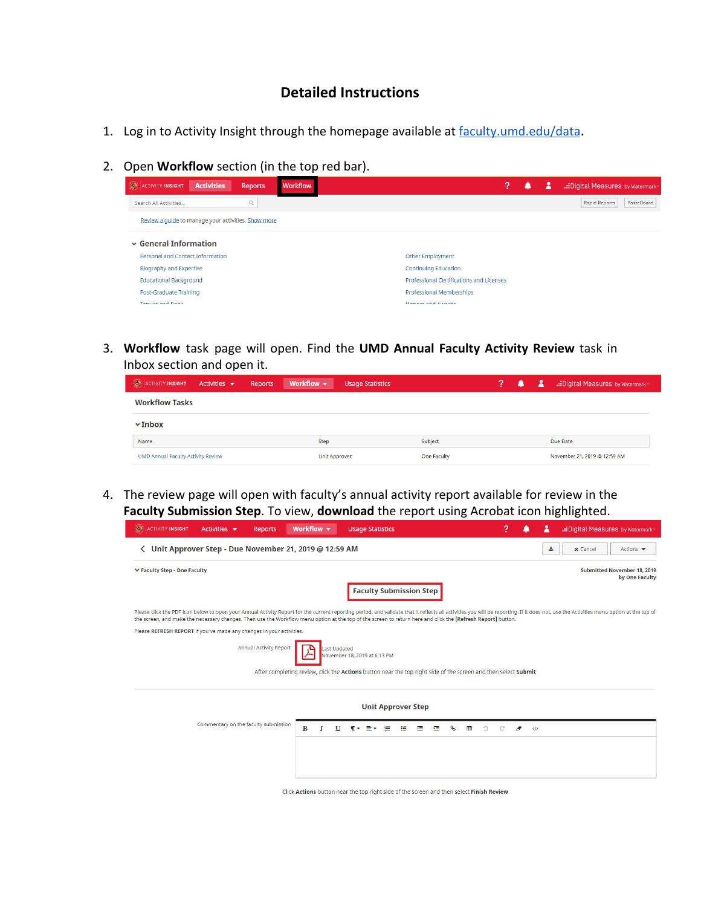# Detailed Instructions

1. Log in to Activity Insight through the homepage available at [faculty.umd.edu/data](faculty.umd.edu/data).

2. Open **Workflow** section (in the top red bar).

3. **Workflow** task page will open. Find the **UMD Annual Faculty Activity Review** task in Inbox section and open it.

4. The review page will open with faculty's annual activity report available for review in the **Faculty Submission Step**. To view, **download** the report using Acrobat icon highlighted.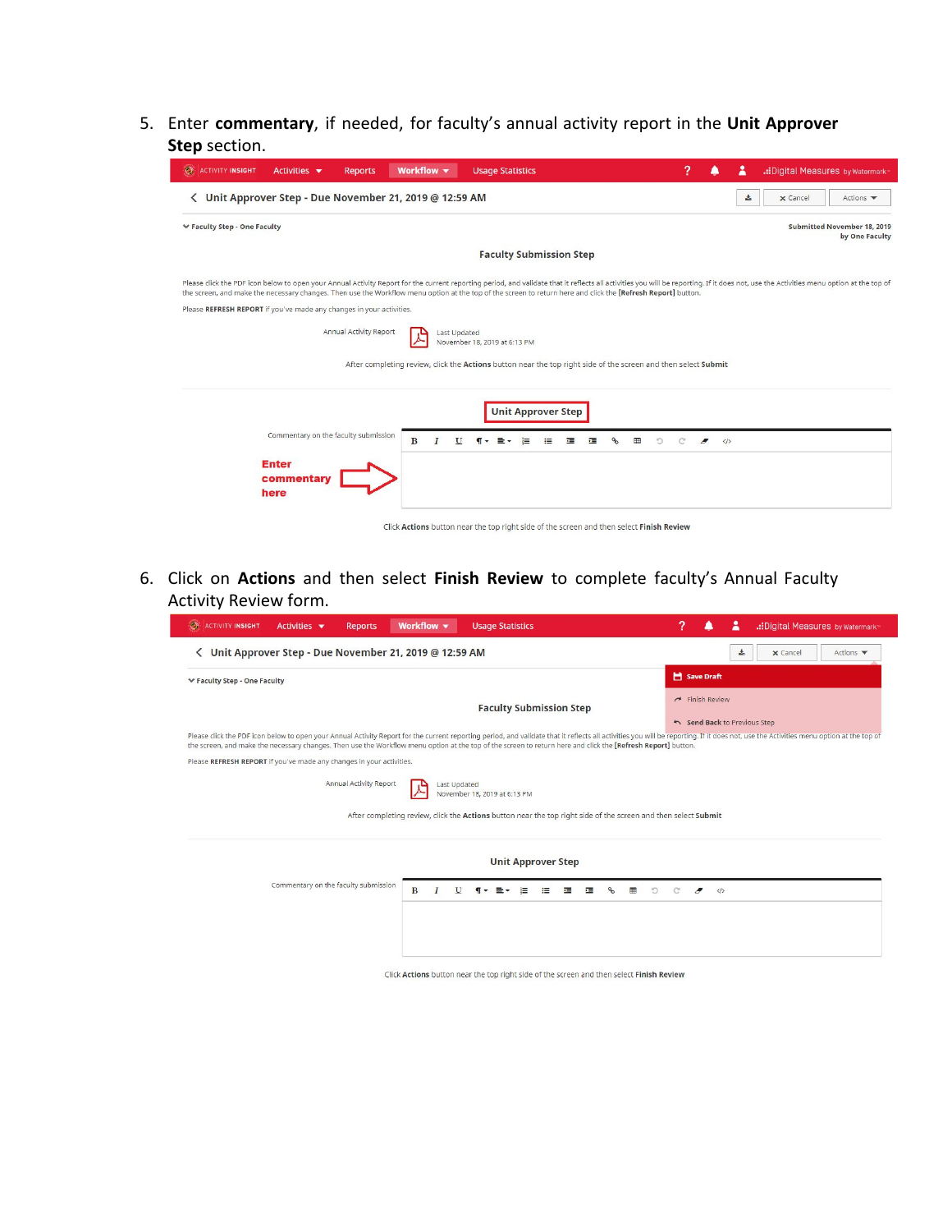5. Enter **commentary**, if needed, for faculty's annual activity report in the **Unit Approver Step** section.

ACTIVITY INSIGHT Activities Reports Workflow Usage Statistics Digital Measures by Watermark

Unit Approver Step - Due November 21, 2019 @ 12:59 AM

Cancel Actions

Faculty Step - One Faculty

Submitted November 18, 2019 by One Faculty

Faculty Submission Step

Please click the PDF icon below to open your Annual Activity Report for the current reporting period, and validate that it reflects all activities you will be reporting. If it does not, use the Activities menu option at the top of the screen, and make the necessary changes. Then use the Workflow menu option at the top of the screen to return here and click the **[Refresh Report]** button.

Please **REFRESH REPORT** if you've made any changes in your activities.

Annual Activity Report — Last Updated November 18, 2019 at 6:13 PM

After completing review, click the **Actions** button near the top right side of the screen and then select **Submit**

**Unit Approver Step**

Commentary on the faculty submission

**Enter commentary here**

Click **Actions** button near the top right side of the screen and then select **Finish Review**

6. Click on **Actions** and then select **Finish Review** to complete faculty's Annual Faculty Activity Review form.

ACTIVITY INSIGHT Activities Reports Workflow Usage Statistics Digital Measures by Watermark

Unit Approver Step - Due November 21, 2019 @ 12:59 AM

Cancel Actions

Save Draft

Finish Review

Send Back to Previous Step

Faculty Step - One Faculty

Faculty Submission Step

Please click the PDF icon below to open your Annual Activity Report for the current reporting period, and validate that it reflects all activities you will be reporting. If it does not, use the Activities menu option at the top of the screen, and make the necessary changes. Then use the Workflow menu option at the top of the screen to return here and click the **[Refresh Report]** button.

Please **REFRESH REPORT** if you've made any changes in your activities.

Annual Activity Report — Last Updated November 18, 2019 at 6:13 PM

After completing review, click the **Actions** button near the top right side of the screen and then select **Submit**

**Unit Approver Step**

Commentary on the faculty submission

Click **Actions** button near the top right side of the screen and then select **Finish Review**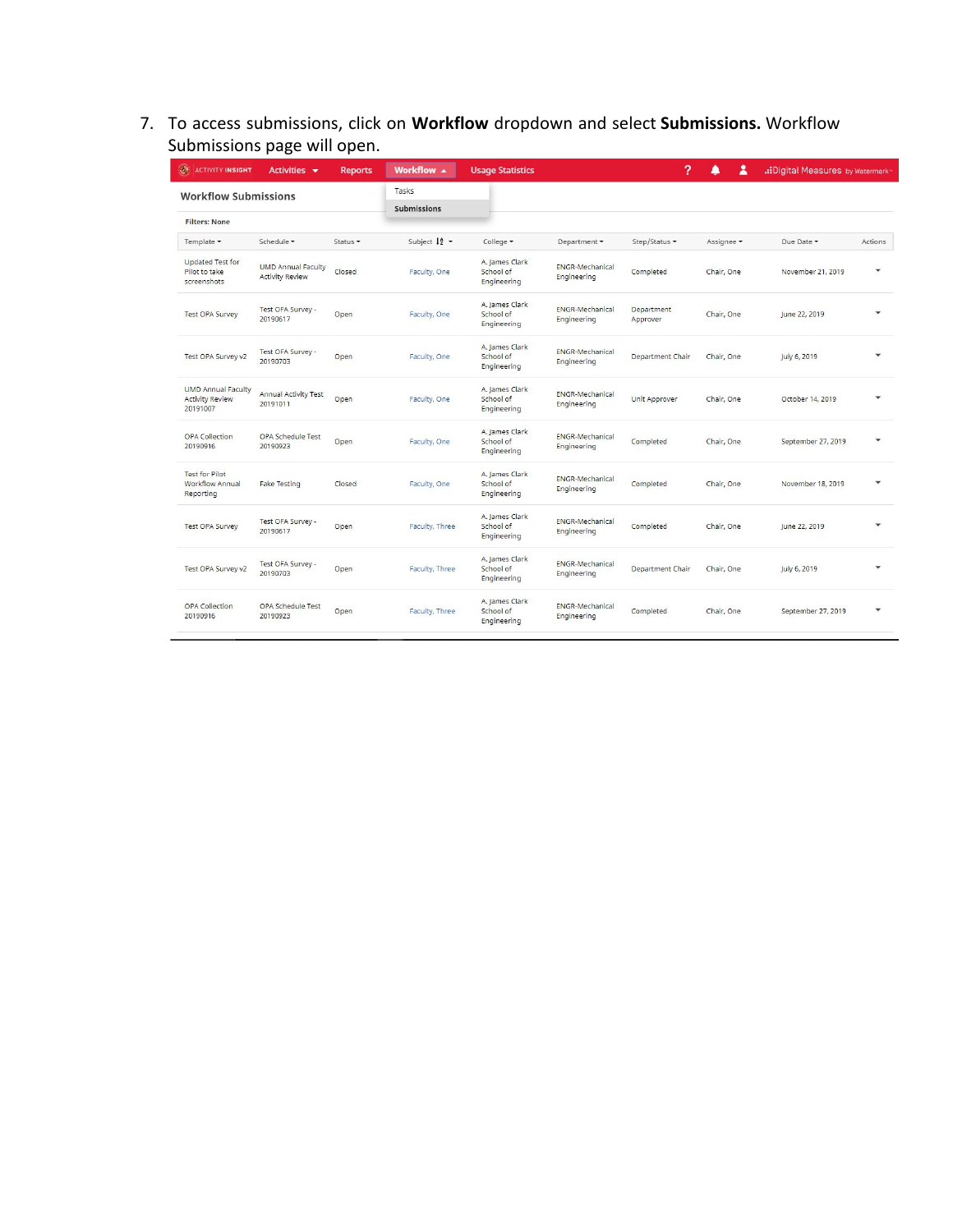7. To access submissions, click on **Workflow** dropdown and select **Submissions.** Workflow Submissions page will open.

ACTIVITY INSIGHT | Activities | Reports | Workflow | Usage Statistics | ? | Digital Measures by Watermark

Tasks
Submissions

Workflow Submissions

Filters: None

| Template | Schedule | Status | Subject | College | Department | Step/Status | Assignee | Due Date | Actions |
|---|---|---|---|---|---|---|---|---|---|
| Updated Test for Pilot to take screenshots | UMD Annual Faculty Activity Review | Closed | Faculty, One | A. James Clark School of Engineering | ENGR-Mechanical Engineering | Completed | Chair, One | November 21, 2019 | |
| Test OPA Survey | Test OFA Survey - 20190617 | Open | Faculty, One | A. James Clark School of Engineering | ENGR-Mechanical Engineering | Department Approver | Chair, One | June 22, 2019 | |
| Test OPA Survey v2 | Test OFA Survey - 20190703 | Open | Faculty, One | A. James Clark School of Engineering | ENGR-Mechanical Engineering | Department Chair | Chair, One | July 6, 2019 | |
| UMD Annual Faculty Activity Review 20191007 | Annual Activity Test 20191011 | Open | Faculty, One | A. James Clark School of Engineering | ENGR-Mechanical Engineering | Unit Approver | Chair, One | October 14, 2019 | |
| OPA Collection 20190916 | OPA Schedule Test 20190923 | Open | Faculty, One | A. James Clark School of Engineering | ENGR-Mechanical Engineering | Completed | Chair, One | September 27, 2019 | |
| Test for Pilot Workflow Annual Reporting | Fake Testing | Closed | Faculty, One | A. James Clark School of Engineering | ENGR-Mechanical Engineering | Completed | Chair, One | November 18, 2019 | |
| Test OPA Survey | Test OFA Survey - 20190617 | Open | Faculty, Three | A. James Clark School of Engineering | ENGR-Mechanical Engineering | Completed | Chair, One | June 22, 2019 | |
| Test OPA Survey v2 | Test OFA Survey - 20190703 | Open | Faculty, Three | A. James Clark School of Engineering | ENGR-Mechanical Engineering | Department Chair | Chair, One | July 6, 2019 | |
| OPA Collection 20190916 | OPA Schedule Test 20190923 | Open | Faculty, Three | A. James Clark School of Engineering | ENGR-Mechanical Engineering | Completed | Chair, One | September 27, 2019 | |